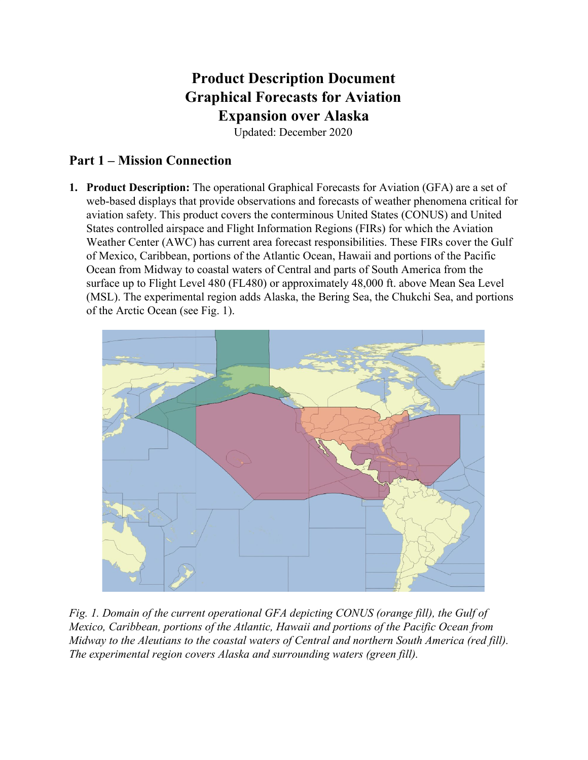# Product Description Document
# Graphical Forecasts for Aviation
# Expansion over Alaska

Updated: December 2020

## Part 1 – Mission Connection

1. **Product Description:** The operational Graphical Forecasts for Aviation (GFA) are a set of web-based displays that provide observations and forecasts of weather phenomena critical for aviation safety. This product covers the conterminous United States (CONUS) and United States controlled airspace and Flight Information Regions (FIRs) for which the Aviation Weather Center (AWC) has current area forecast responsibilities. These FIRs cover the Gulf of Mexico, Caribbean, portions of the Atlantic Ocean, Hawaii and portions of the Pacific Ocean from Midway to coastal waters of Central and parts of South America from the surface up to Flight Level 480 (FL480) or approximately 48,000 ft. above Mean Sea Level (MSL). The experimental region adds Alaska, the Bering Sea, the Chukchi Sea, and portions of the Arctic Ocean (see Fig. 1).

*Fig. 1. Domain of the current operational GFA depicting CONUS (orange fill), the Gulf of Mexico, Caribbean, portions of the Atlantic, Hawaii and portions of the Pacific Ocean from Midway to the Aleutians to the coastal waters of Central and northern South America (red fill). The experimental region covers Alaska and surrounding waters (green fill).*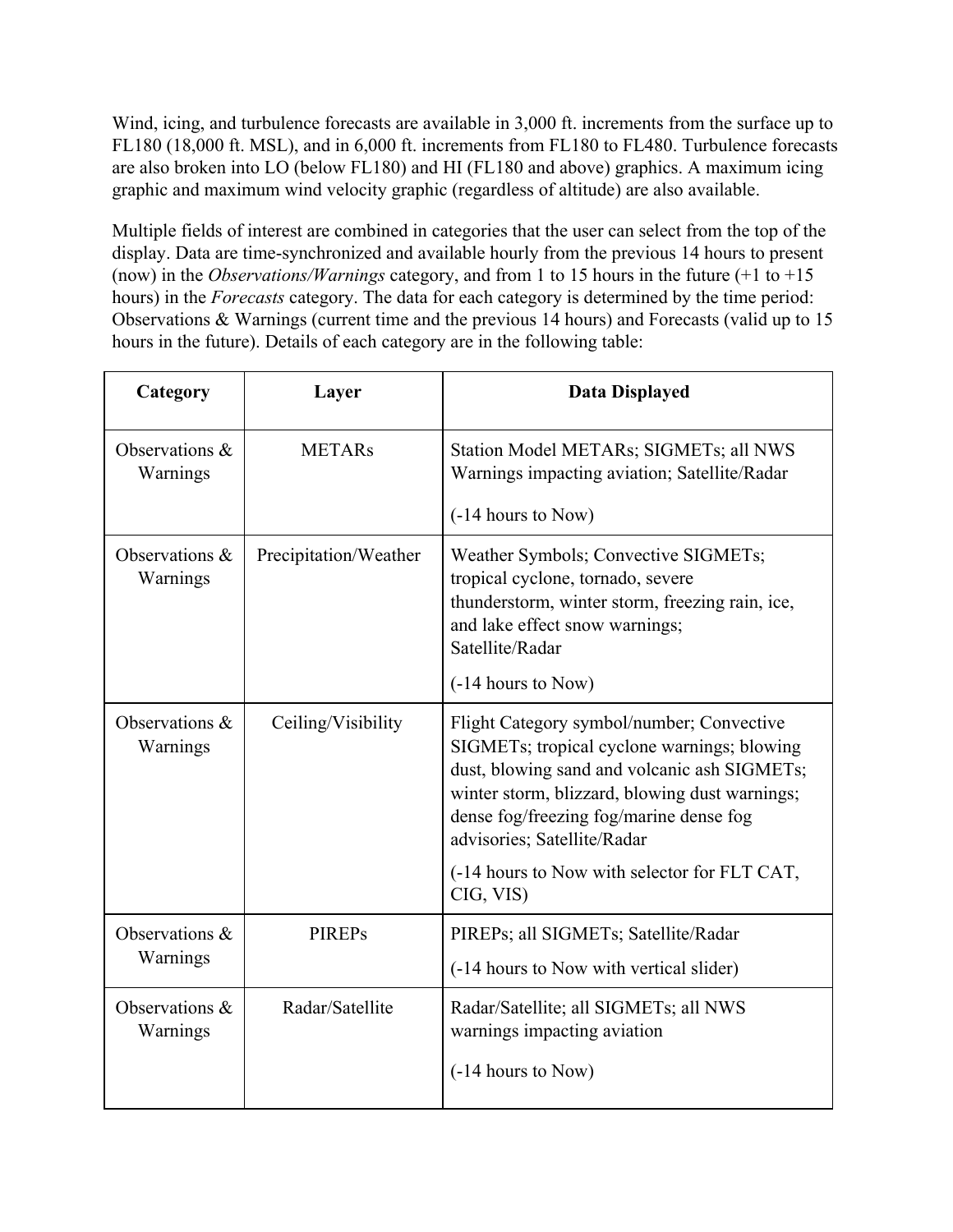Wind, icing, and turbulence forecasts are available in 3,000 ft. increments from the surface up to FL180 (18,000 ft. MSL), and in 6,000 ft. increments from FL180 to FL480. Turbulence forecasts are also broken into LO (below FL180) and HI (FL180 and above) graphics. A maximum icing graphic and maximum wind velocity graphic (regardless of altitude) are also available.

Multiple fields of interest are combined in categories that the user can select from the top of the display. Data are time-synchronized and available hourly from the previous 14 hours to present (now) in the *Observations/Warnings* category, and from 1 to 15 hours in the future (+1 to +15 hours) in the *Forecasts* category. The data for each category is determined by the time period: Observations & Warnings (current time and the previous 14 hours) and Forecasts (valid up to 15 hours in the future). Details of each category are in the following table:

| Category | Layer | Data Displayed |
|---|---|---|
| Observations & Warnings | METARs | Station Model METARs; SIGMETs; all NWS Warnings impacting aviation; Satellite/Radar<br><br>(-14 hours to Now) |
| Observations & Warnings | Precipitation/Weather | Weather Symbols; Convective SIGMETs; tropical cyclone, tornado, severe thunderstorm, winter storm, freezing rain, ice, and lake effect snow warnings; Satellite/Radar<br><br>(-14 hours to Now) |
| Observations & Warnings | Ceiling/Visibility | Flight Category symbol/number; Convective SIGMETs; tropical cyclone warnings; blowing dust, blowing sand and volcanic ash SIGMETs; winter storm, blizzard, blowing dust warnings; dense fog/freezing fog/marine dense fog advisories; Satellite/Radar<br><br>(-14 hours to Now with selector for FLT CAT, CIG, VIS) |
| Observations & Warnings | PIREPs | PIREPs; all SIGMETs; Satellite/Radar<br><br>(-14 hours to Now with vertical slider) |
| Observations & Warnings | Radar/Satellite | Radar/Satellite; all SIGMETs; all NWS warnings impacting aviation<br><br>(-14 hours to Now) |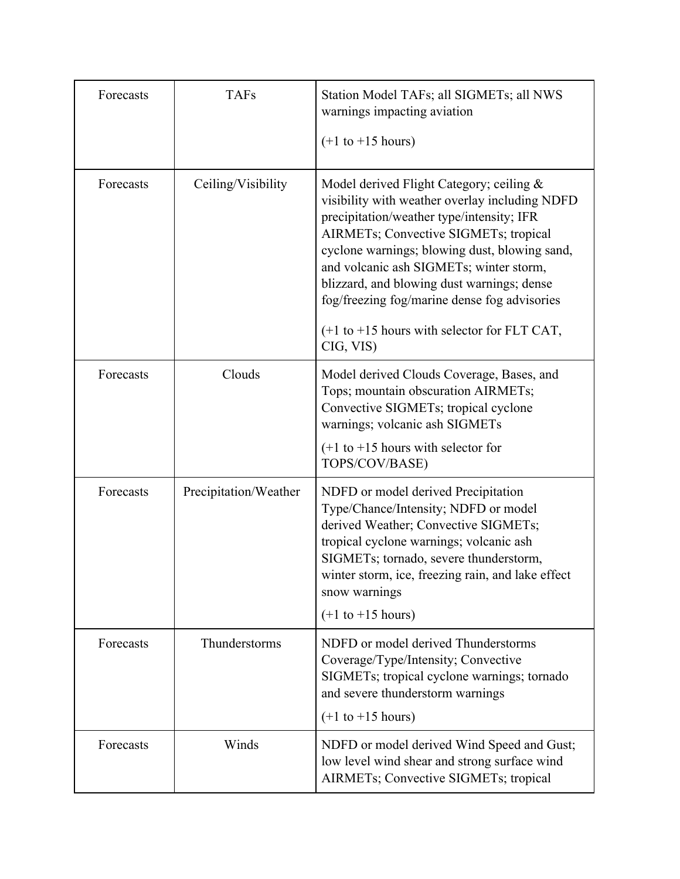| | | |
|---|---|---|
| Forecasts | TAFs | Station Model TAFs; all SIGMETs; all NWS warnings impacting aviation<br><br>(+1 to +15 hours) |
| Forecasts | Ceiling/Visibility | Model derived Flight Category; ceiling & visibility with weather overlay including NDFD precipitation/weather type/intensity; IFR AIRMETs; Convective SIGMETs; tropical cyclone warnings; blowing dust, blowing sand, and volcanic ash SIGMETs; winter storm, blizzard, and blowing dust warnings; dense fog/freezing fog/marine dense fog advisories<br><br>(+1 to +15 hours with selector for FLT CAT, CIG, VIS) |
| Forecasts | Clouds | Model derived Clouds Coverage, Bases, and Tops; mountain obscuration AIRMETs; Convective SIGMETs; tropical cyclone warnings; volcanic ash SIGMETs<br><br>(+1 to +15 hours with selector for TOPS/COV/BASE) |
| Forecasts | Precipitation/Weather | NDFD or model derived Precipitation Type/Chance/Intensity; NDFD or model derived Weather; Convective SIGMETs; tropical cyclone warnings; volcanic ash SIGMETs; tornado, severe thunderstorm, winter storm, ice, freezing rain, and lake effect snow warnings<br><br>(+1 to +15 hours) |
| Forecasts | Thunderstorms | NDFD or model derived Thunderstorms Coverage/Type/Intensity; Convective SIGMETs; tropical cyclone warnings; tornado and severe thunderstorm warnings<br><br>(+1 to +15 hours) |
| Forecasts | Winds | NDFD or model derived Wind Speed and Gust; low level wind shear and strong surface wind AIRMETs; Convective SIGMETs; tropical |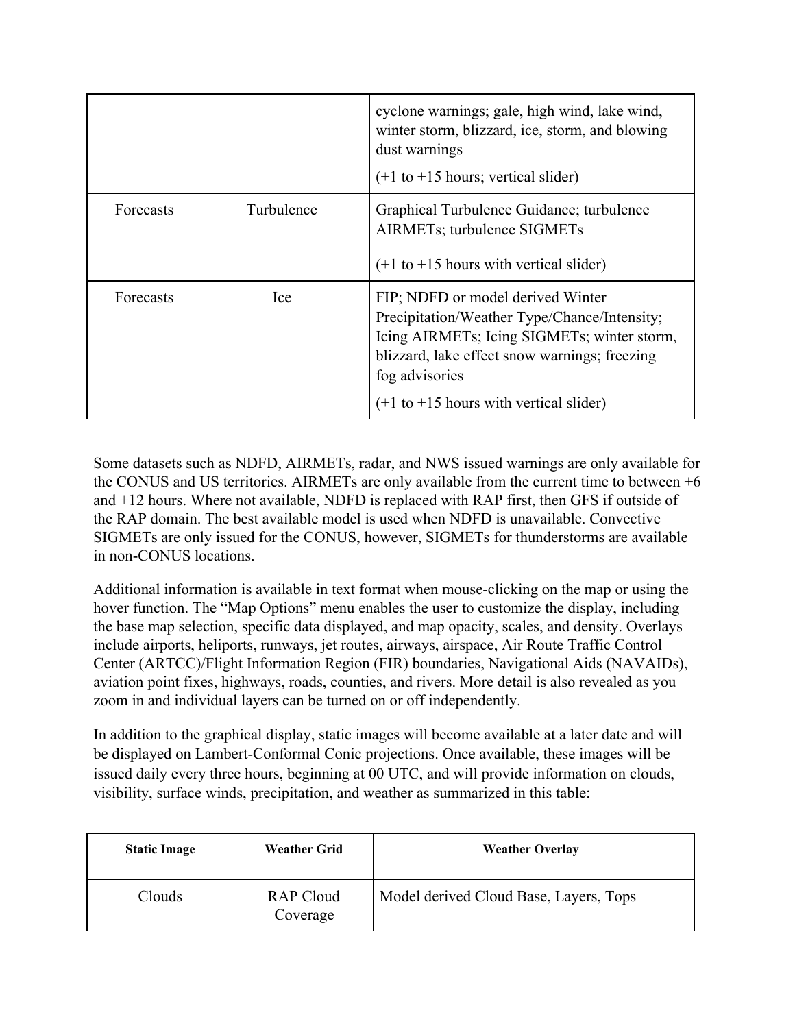| | | |
|---|---|---|
| | | cyclone warnings; gale, high wind, lake wind, winter storm, blizzard, ice, storm, and blowing dust warnings<br><br>(+1 to +15 hours; vertical slider) |
| Forecasts | Turbulence | Graphical Turbulence Guidance; turbulence AIRMETs; turbulence SIGMETs<br><br>(+1 to +15 hours with vertical slider) |
| Forecasts | Ice | FIP; NDFD or model derived Winter Precipitation/Weather Type/Chance/Intensity; Icing AIRMETs; Icing SIGMETs; winter storm, blizzard, lake effect snow warnings; freezing fog advisories<br><br>(+1 to +15 hours with vertical slider) |

Some datasets such as NDFD, AIRMETs, radar, and NWS issued warnings are only available for the CONUS and US territories. AIRMETs are only available from the current time to between +6 and +12 hours. Where not available, NDFD is replaced with RAP first, then GFS if outside of the RAP domain. The best available model is used when NDFD is unavailable. Convective SIGMETs are only issued for the CONUS, however, SIGMETs for thunderstorms are available in non-CONUS locations.

Additional information is available in text format when mouse-clicking on the map or using the hover function. The "Map Options" menu enables the user to customize the display, including the base map selection, specific data displayed, and map opacity, scales, and density. Overlays include airports, heliports, runways, jet routes, airways, airspace, Air Route Traffic Control Center (ARTCC)/Flight Information Region (FIR) boundaries, Navigational Aids (NAVAIDs), aviation point fixes, highways, roads, counties, and rivers. More detail is also revealed as you zoom in and individual layers can be turned on or off independently.

In addition to the graphical display, static images will become available at a later date and will be displayed on Lambert-Conformal Conic projections. Once available, these images will be issued daily every three hours, beginning at 00 UTC, and will provide information on clouds, visibility, surface winds, precipitation, and weather as summarized in this table:

| **Static Image** | **Weather Grid** | **Weather Overlay** |
|---|---|---|
| Clouds | RAP Cloud Coverage | Model derived Cloud Base, Layers, Tops |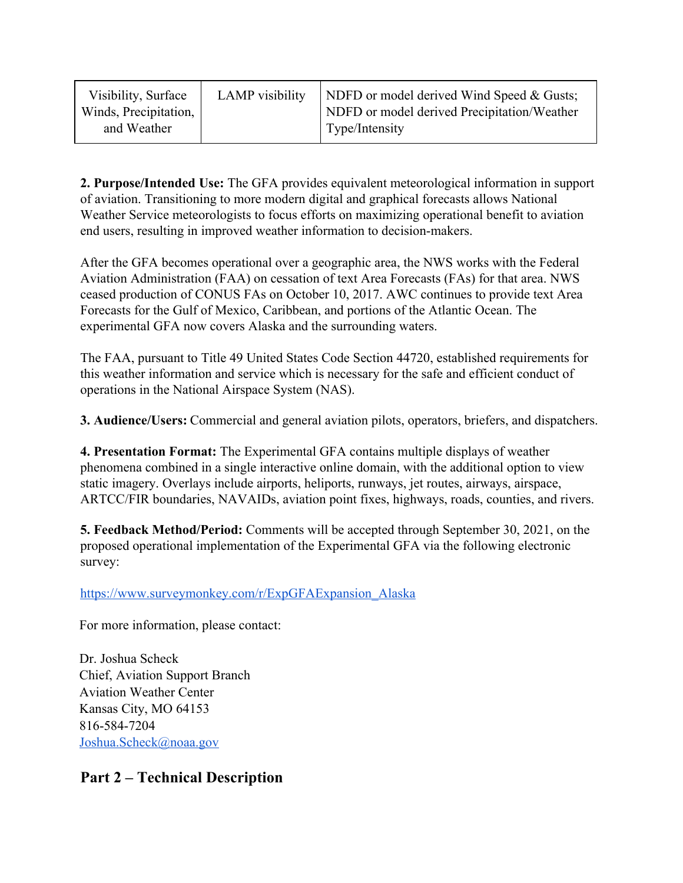| Visibility, Surface Winds, Precipitation, and Weather | LAMP visibility | NDFD or model derived Wind Speed & Gusts; NDFD or model derived Precipitation/Weather Type/Intensity |
|---|---|---|

**2. Purpose/Intended Use:** The GFA provides equivalent meteorological information in support of aviation. Transitioning to more modern digital and graphical forecasts allows National Weather Service meteorologists to focus efforts on maximizing operational benefit to aviation end users, resulting in improved weather information to decision-makers.

After the GFA becomes operational over a geographic area, the NWS works with the Federal Aviation Administration (FAA) on cessation of text Area Forecasts (FAs) for that area. NWS ceased production of CONUS FAs on October 10, 2017. AWC continues to provide text Area Forecasts for the Gulf of Mexico, Caribbean, and portions of the Atlantic Ocean. The experimental GFA now covers Alaska and the surrounding waters.

The FAA, pursuant to Title 49 United States Code Section 44720, established requirements for this weather information and service which is necessary for the safe and efficient conduct of operations in the National Airspace System (NAS).

**3. Audience/Users:** Commercial and general aviation pilots, operators, briefers, and dispatchers.

**4. Presentation Format:** The Experimental GFA contains multiple displays of weather phenomena combined in a single interactive online domain, with the additional option to view static imagery. Overlays include airports, heliports, runways, jet routes, airways, airspace, ARTCC/FIR boundaries, NAVAIDs, aviation point fixes, highways, roads, counties, and rivers.

**5. Feedback Method/Period:** Comments will be accepted through September 30, 2021, on the proposed operational implementation of the Experimental GFA via the following electronic survey:

https://www.surveymonkey.com/r/ExpGFAExpansion_Alaska

For more information, please contact:

Dr. Joshua Scheck
Chief, Aviation Support Branch
Aviation Weather Center
Kansas City, MO 64153
816-584-7204
Joshua.Scheck@noaa.gov

## Part 2 – Technical Description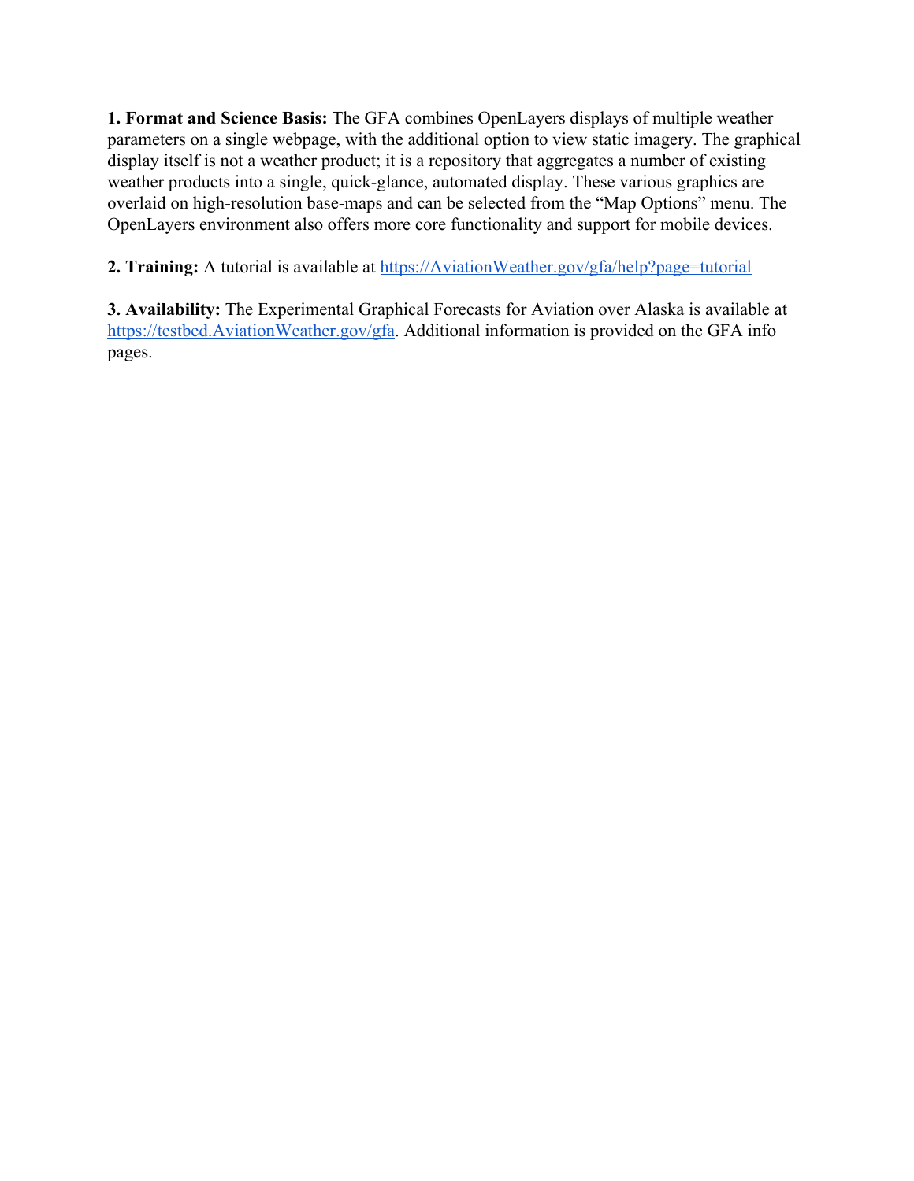**1. Format and Science Basis:** The GFA combines OpenLayers displays of multiple weather parameters on a single webpage, with the additional option to view static imagery. The graphical display itself is not a weather product; it is a repository that aggregates a number of existing weather products into a single, quick-glance, automated display. These various graphics are overlaid on high-resolution base-maps and can be selected from the "Map Options" menu. The OpenLayers environment also offers more core functionality and support for mobile devices.

**2. Training:** A tutorial is available at https://AviationWeather.gov/gfa/help?page=tutorial

**3. Availability:** The Experimental Graphical Forecasts for Aviation over Alaska is available at https://testbed.AviationWeather.gov/gfa. Additional information is provided on the GFA info pages.